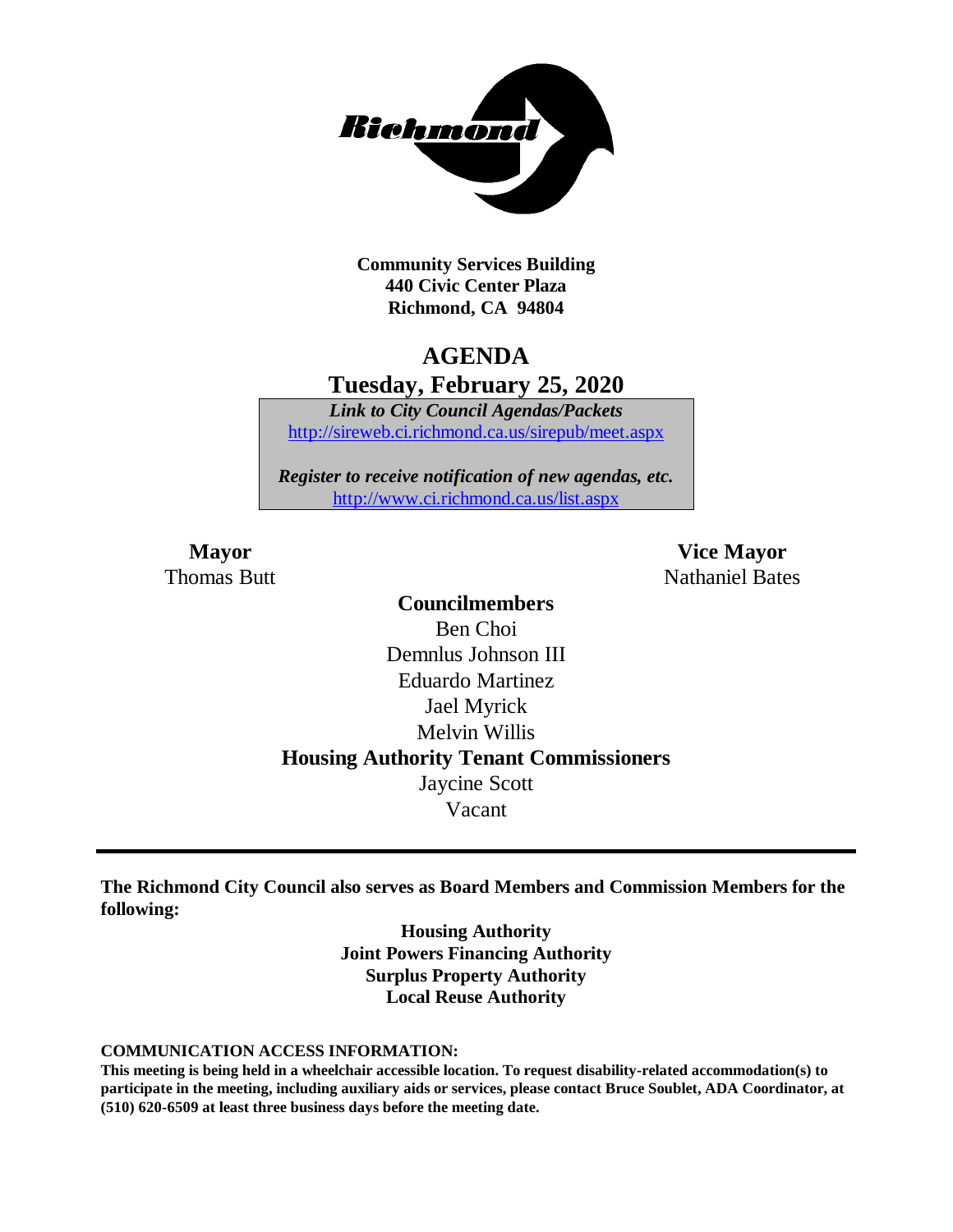**Community Services Building**
**440 Civic Center Plaza**
**Richmond, CA 94804**

# AGENDA
## Tuesday, February 25, 2020

***Link to City Council Agendas/Packets***
http://sireweb.ci.richmond.ca.us/sirepub/meet.aspx

***Register to receive notification of new agendas, etc.***
http://www.ci.richmond.ca.us/list.aspx

**Mayor**
Thomas Butt

**Vice Mayor**
Nathaniel Bates

**Councilmembers**
Ben Choi
Demnlus Johnson III
Eduardo Martinez
Jael Myrick
Melvin Willis

**Housing Authority Tenant Commissioners**
Jaycine Scott
Vacant

---

**The Richmond City Council also serves as Board Members and Commission Members for the following:**

**Housing Authority**
**Joint Powers Financing Authority**
**Surplus Property Authority**
**Local Reuse Authority**

**COMMUNICATION ACCESS INFORMATION:**
**This meeting is being held in a wheelchair accessible location. To request disability-related accommodation(s) to participate in the meeting, including auxiliary aids or services, please contact Bruce Soublet, ADA Coordinator, at (510) 620-6509 at least three business days before the meeting date.**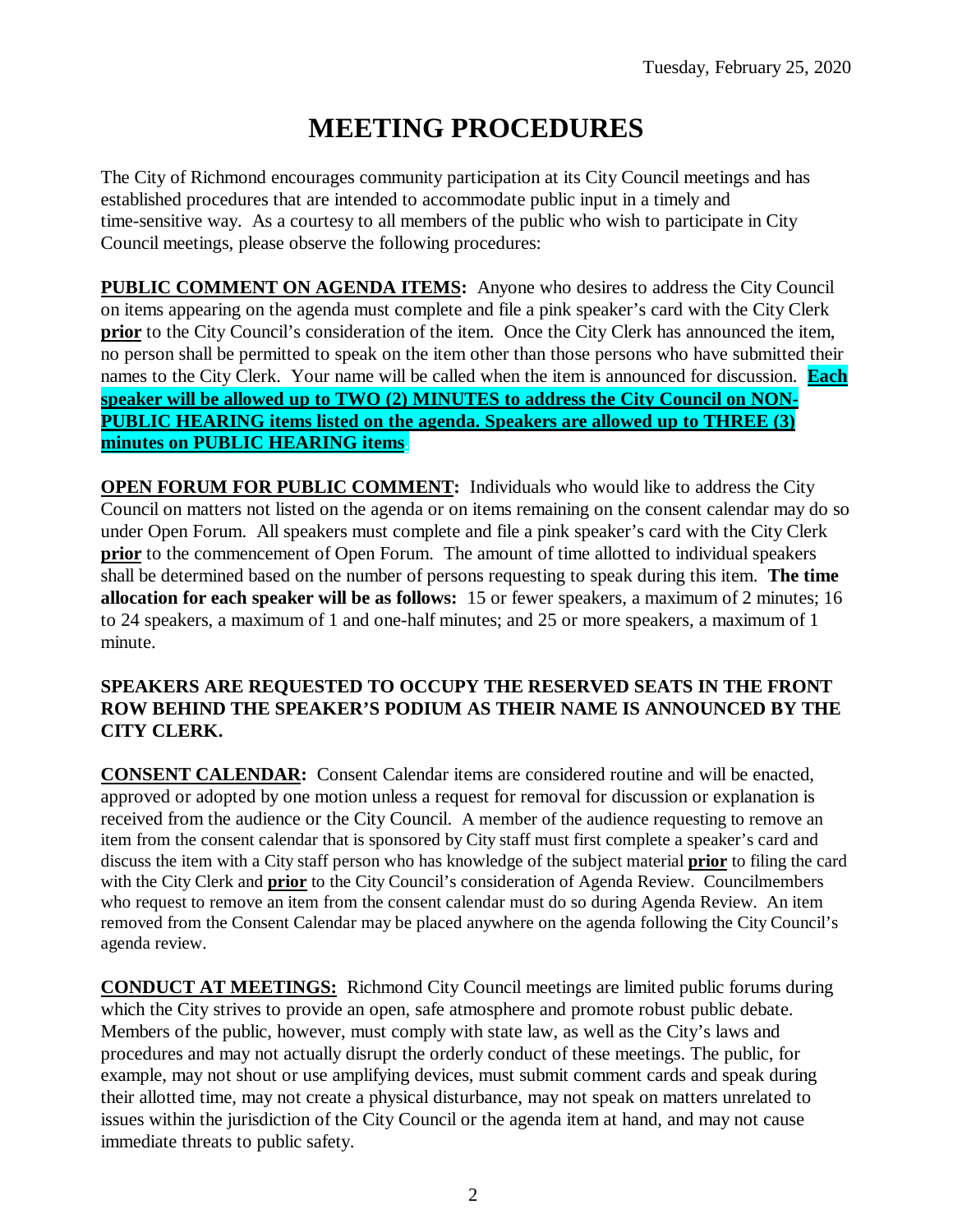Tuesday, February 25, 2020

# MEETING PROCEDURES

The City of Richmond encourages community participation at its City Council meetings and has established procedures that are intended to accommodate public input in a timely and time-sensitive way. As a courtesy to all members of the public who wish to participate in City Council meetings, please observe the following procedures:

**PUBLIC COMMENT ON AGENDA ITEMS:** Anyone who desires to address the City Council on items appearing on the agenda must complete and file a pink speaker's card with the City Clerk **prior** to the City Council's consideration of the item. Once the City Clerk has announced the item, no person shall be permitted to speak on the item other than those persons who have submitted their names to the City Clerk. Your name will be called when the item is announced for discussion. **Each speaker will be allowed up to TWO (2) MINUTES to address the City Council on NON-PUBLIC HEARING items listed on the agenda. Speakers are allowed up to THREE (3) minutes on PUBLIC HEARING items.**

**OPEN FORUM FOR PUBLIC COMMENT:** Individuals who would like to address the City Council on matters not listed on the agenda or on items remaining on the consent calendar may do so under Open Forum. All speakers must complete and file a pink speaker's card with the City Clerk **prior** to the commencement of Open Forum. The amount of time allotted to individual speakers shall be determined based on the number of persons requesting to speak during this item. **The time allocation for each speaker will be as follows:** 15 or fewer speakers, a maximum of 2 minutes; 16 to 24 speakers, a maximum of 1 and one-half minutes; and 25 or more speakers, a maximum of 1 minute.

**SPEAKERS ARE REQUESTED TO OCCUPY THE RESERVED SEATS IN THE FRONT ROW BEHIND THE SPEAKER'S PODIUM AS THEIR NAME IS ANNOUNCED BY THE CITY CLERK.**

**CONSENT CALENDAR:** Consent Calendar items are considered routine and will be enacted, approved or adopted by one motion unless a request for removal for discussion or explanation is received from the audience or the City Council. A member of the audience requesting to remove an item from the consent calendar that is sponsored by City staff must first complete a speaker's card and discuss the item with a City staff person who has knowledge of the subject material **prior** to filing the card with the City Clerk and **prior** to the City Council's consideration of Agenda Review. Councilmembers who request to remove an item from the consent calendar must do so during Agenda Review. An item removed from the Consent Calendar may be placed anywhere on the agenda following the City Council's agenda review.

**CONDUCT AT MEETINGS:** Richmond City Council meetings are limited public forums during which the City strives to provide an open, safe atmosphere and promote robust public debate. Members of the public, however, must comply with state law, as well as the City's laws and procedures and may not actually disrupt the orderly conduct of these meetings. The public, for example, may not shout or use amplifying devices, must submit comment cards and speak during their allotted time, may not create a physical disturbance, may not speak on matters unrelated to issues within the jurisdiction of the City Council or the agenda item at hand, and may not cause immediate threats to public safety.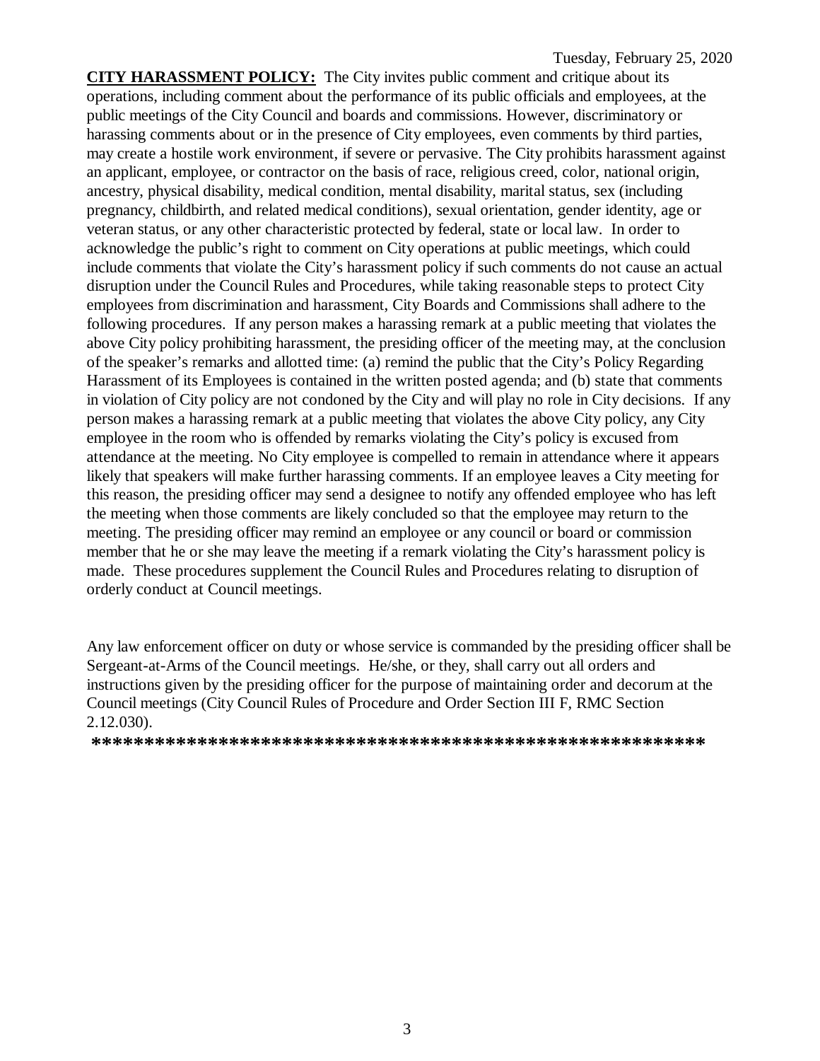Tuesday, February 25, 2020

**CITY HARASSMENT POLICY:** The City invites public comment and critique about its operations, including comment about the performance of its public officials and employees, at the public meetings of the City Council and boards and commissions. However, discriminatory or harassing comments about or in the presence of City employees, even comments by third parties, may create a hostile work environment, if severe or pervasive. The City prohibits harassment against an applicant, employee, or contractor on the basis of race, religious creed, color, national origin, ancestry, physical disability, medical condition, mental disability, marital status, sex (including pregnancy, childbirth, and related medical conditions), sexual orientation, gender identity, age or veteran status, or any other characteristic protected by federal, state or local law. In order to acknowledge the public's right to comment on City operations at public meetings, which could include comments that violate the City's harassment policy if such comments do not cause an actual disruption under the Council Rules and Procedures, while taking reasonable steps to protect City employees from discrimination and harassment, City Boards and Commissions shall adhere to the following procedures. If any person makes a harassing remark at a public meeting that violates the above City policy prohibiting harassment, the presiding officer of the meeting may, at the conclusion of the speaker's remarks and allotted time: (a) remind the public that the City's Policy Regarding Harassment of its Employees is contained in the written posted agenda; and (b) state that comments in violation of City policy are not condoned by the City and will play no role in City decisions. If any person makes a harassing remark at a public meeting that violates the above City policy, any City employee in the room who is offended by remarks violating the City's policy is excused from attendance at the meeting. No City employee is compelled to remain in attendance where it appears likely that speakers will make further harassing comments. If an employee leaves a City meeting for this reason, the presiding officer may send a designee to notify any offended employee who has left the meeting when those comments are likely concluded so that the employee may return to the meeting. The presiding officer may remind an employee or any council or board or commission member that he or she may leave the meeting if a remark violating the City's harassment policy is made. These procedures supplement the Council Rules and Procedures relating to disruption of orderly conduct at Council meetings.

Any law enforcement officer on duty or whose service is commanded by the presiding officer shall be Sergeant-at-Arms of the Council meetings. He/she, or they, shall carry out all orders and instructions given by the presiding officer for the purpose of maintaining order and decorum at the Council meetings (City Council Rules of Procedure and Order Section III F, RMC Section 2.12.030).

**\*\*\*\*\*\*\*\*\*\*\*\*\*\*\*\*\*\*\*\*\*\*\*\*\*\*\*\*\*\*\*\*\*\*\*\*\*\*\*\*\*\*\*\*\*\*\*\*\*\*\*\*\*\*\*\*\*\***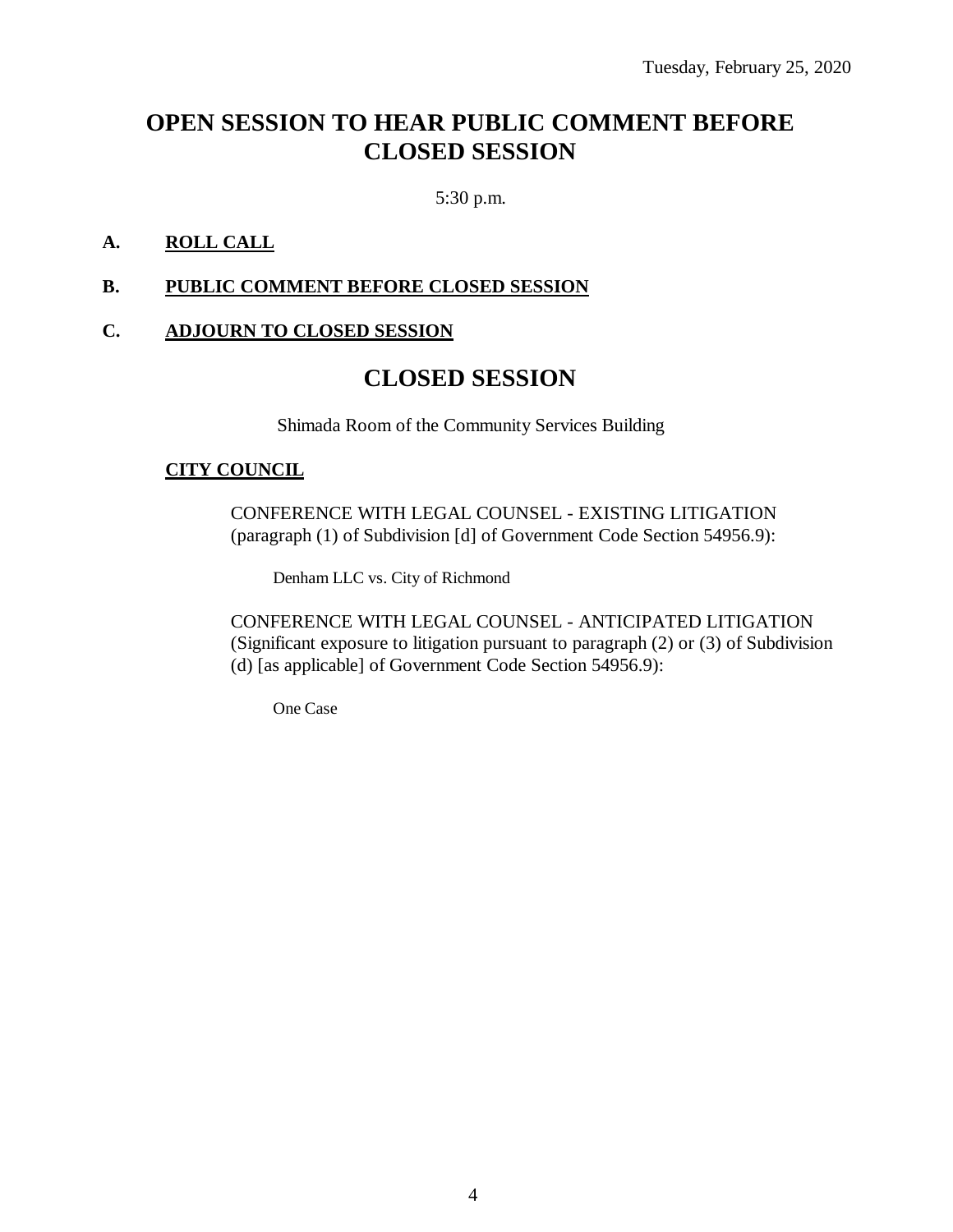Tuesday, February 25, 2020

# OPEN SESSION TO HEAR PUBLIC COMMENT BEFORE CLOSED SESSION

5:30 p.m.

**A. ROLL CALL**

**B. PUBLIC COMMENT BEFORE CLOSED SESSION**

**C. ADJOURN TO CLOSED SESSION**

# CLOSED SESSION

Shimada Room of the Community Services Building

**CITY COUNCIL**

CONFERENCE WITH LEGAL COUNSEL - EXISTING LITIGATION (paragraph (1) of Subdivision [d] of Government Code Section 54956.9):

Denham LLC vs. City of Richmond

CONFERENCE WITH LEGAL COUNSEL - ANTICIPATED LITIGATION (Significant exposure to litigation pursuant to paragraph (2) or (3) of Subdivision (d) [as applicable] of Government Code Section 54956.9):

One Case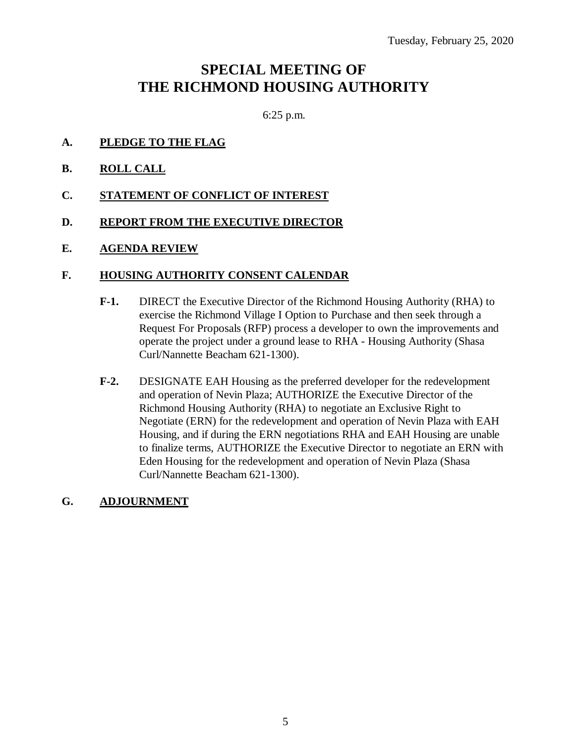Tuesday, February 25, 2020

# SPECIAL MEETING OF THE RICHMOND HOUSING AUTHORITY

6:25 p.m.

**A. PLEDGE TO THE FLAG**

**B. ROLL CALL**

**C. STATEMENT OF CONFLICT OF INTEREST**

**D. REPORT FROM THE EXECUTIVE DIRECTOR**

**E. AGENDA REVIEW**

**F. HOUSING AUTHORITY CONSENT CALENDAR**

**F-1.** DIRECT the Executive Director of the Richmond Housing Authority (RHA) to exercise the Richmond Village I Option to Purchase and then seek through a Request For Proposals (RFP) process a developer to own the improvements and operate the project under a ground lease to RHA - Housing Authority (Shasa Curl/Nannette Beacham 621-1300).

**F-2.** DESIGNATE EAH Housing as the preferred developer for the redevelopment and operation of Nevin Plaza; AUTHORIZE the Executive Director of the Richmond Housing Authority (RHA) to negotiate an Exclusive Right to Negotiate (ERN) for the redevelopment and operation of Nevin Plaza with EAH Housing, and if during the ERN negotiations RHA and EAH Housing are unable to finalize terms, AUTHORIZE the Executive Director to negotiate an ERN with Eden Housing for the redevelopment and operation of Nevin Plaza (Shasa Curl/Nannette Beacham 621-1300).

**G. ADJOURNMENT**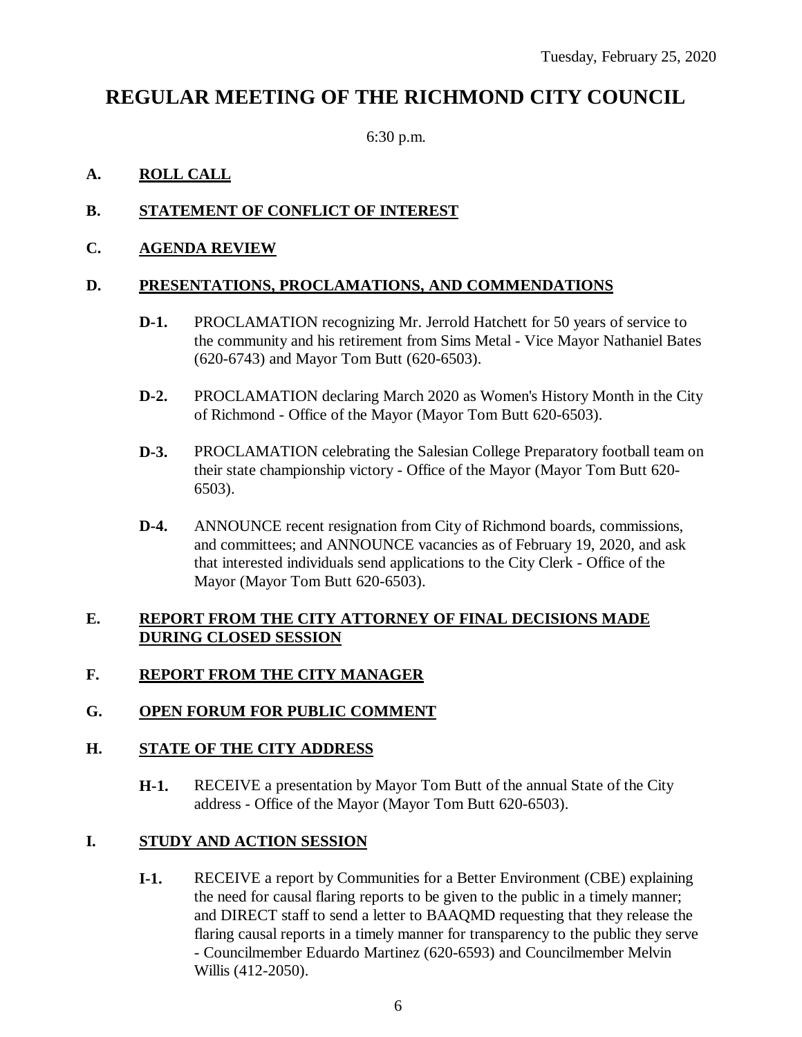Tuesday, February 25, 2020

# REGULAR MEETING OF THE RICHMOND CITY COUNCIL

6:30 p.m.

**A. ROLL CALL**

**B. STATEMENT OF CONFLICT OF INTEREST**

**C. AGENDA REVIEW**

**D. PRESENTATIONS, PROCLAMATIONS, AND COMMENDATIONS**

**D-1.** PROCLAMATION recognizing Mr. Jerrold Hatchett for 50 years of service to the community and his retirement from Sims Metal - Vice Mayor Nathaniel Bates (620-6743) and Mayor Tom Butt (620-6503).

**D-2.** PROCLAMATION declaring March 2020 as Women's History Month in the City of Richmond - Office of the Mayor (Mayor Tom Butt 620-6503).

**D-3.** PROCLAMATION celebrating the Salesian College Preparatory football team on their state championship victory - Office of the Mayor (Mayor Tom Butt 620-6503).

**D-4.** ANNOUNCE recent resignation from City of Richmond boards, commissions, and committees; and ANNOUNCE vacancies as of February 19, 2020, and ask that interested individuals send applications to the City Clerk - Office of the Mayor (Mayor Tom Butt 620-6503).

**E. REPORT FROM THE CITY ATTORNEY OF FINAL DECISIONS MADE DURING CLOSED SESSION**

**F. REPORT FROM THE CITY MANAGER**

**G. OPEN FORUM FOR PUBLIC COMMENT**

**H. STATE OF THE CITY ADDRESS**

**H-1.** RECEIVE a presentation by Mayor Tom Butt of the annual State of the City address - Office of the Mayor (Mayor Tom Butt 620-6503).

**I. STUDY AND ACTION SESSION**

**I-1.** RECEIVE a report by Communities for a Better Environment (CBE) explaining the need for causal flaring reports to be given to the public in a timely manner; and DIRECT staff to send a letter to BAAQMD requesting that they release the flaring causal reports in a timely manner for transparency to the public they serve - Councilmember Eduardo Martinez (620-6593) and Councilmember Melvin Willis (412-2050).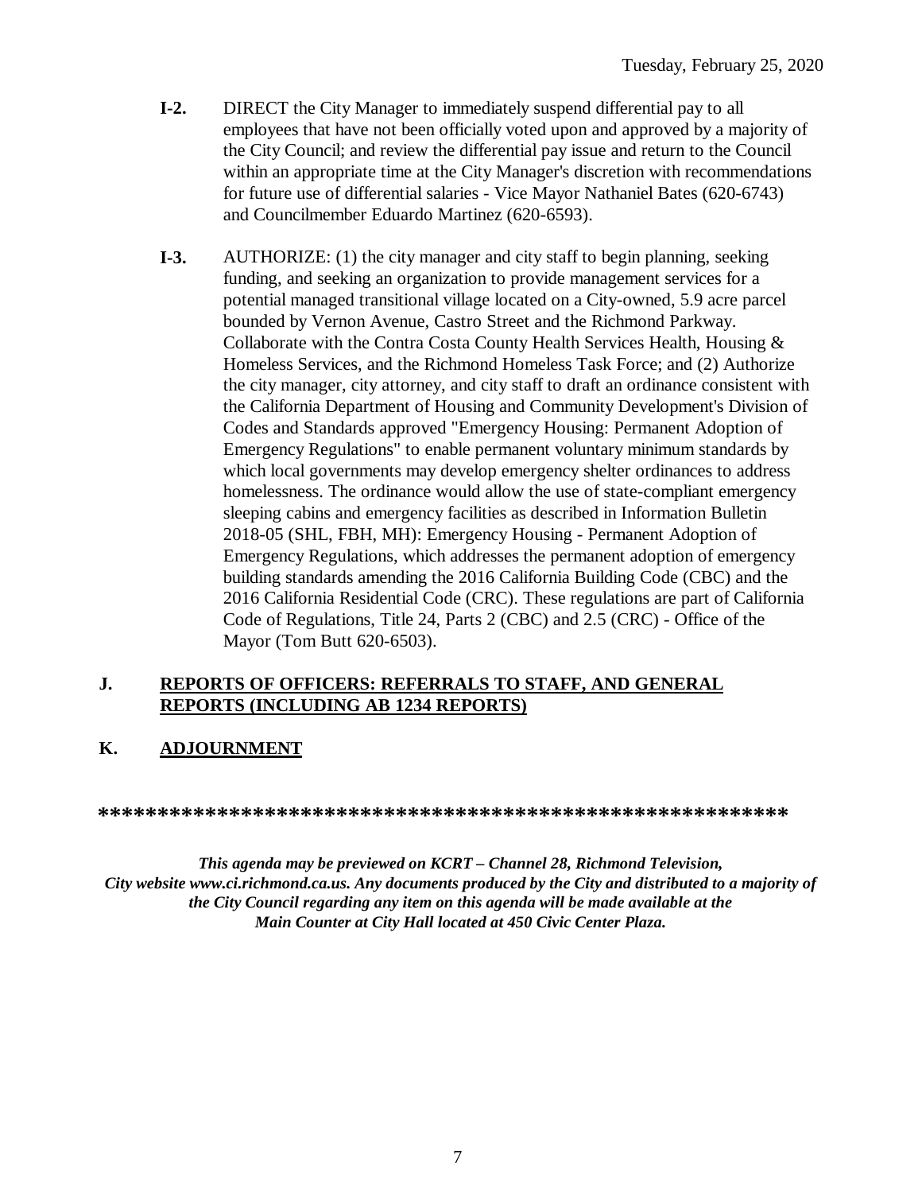**I-2.** DIRECT the City Manager to immediately suspend differential pay to all employees that have not been officially voted upon and approved by a majority of the City Council; and review the differential pay issue and return to the Council within an appropriate time at the City Manager's discretion with recommendations for future use of differential salaries - Vice Mayor Nathaniel Bates (620-6743) and Councilmember Eduardo Martinez (620-6593).

**I-3.** AUTHORIZE: (1) the city manager and city staff to begin planning, seeking funding, and seeking an organization to provide management services for a potential managed transitional village located on a City-owned, 5.9 acre parcel bounded by Vernon Avenue, Castro Street and the Richmond Parkway. Collaborate with the Contra Costa County Health Services Health, Housing & Homeless Services, and the Richmond Homeless Task Force; and (2) Authorize the city manager, city attorney, and city staff to draft an ordinance consistent with the California Department of Housing and Community Development's Division of Codes and Standards approved "Emergency Housing: Permanent Adoption of Emergency Regulations" to enable permanent voluntary minimum standards by which local governments may develop emergency shelter ordinances to address homelessness. The ordinance would allow the use of state-compliant emergency sleeping cabins and emergency facilities as described in Information Bulletin 2018-05 (SHL, FBH, MH): Emergency Housing - Permanent Adoption of Emergency Regulations, which addresses the permanent adoption of emergency building standards amending the 2016 California Building Code (CBC) and the 2016 California Residential Code (CRC). These regulations are part of California Code of Regulations, Title 24, Parts 2 (CBC) and 2.5 (CRC) - Office of the Mayor (Tom Butt 620-6503).

## J. REPORTS OF OFFICERS: REFERRALS TO STAFF, AND GENERAL REPORTS (INCLUDING AB 1234 REPORTS)

## K. ADJOURNMENT

**********************************************************

***This agenda may be previewed on KCRT – Channel 28, Richmond Television, City website www.ci.richmond.ca.us. Any documents produced by the City and distributed to a majority of the City Council regarding any item on this agenda will be made available at the Main Counter at City Hall located at 450 Civic Center Plaza.***